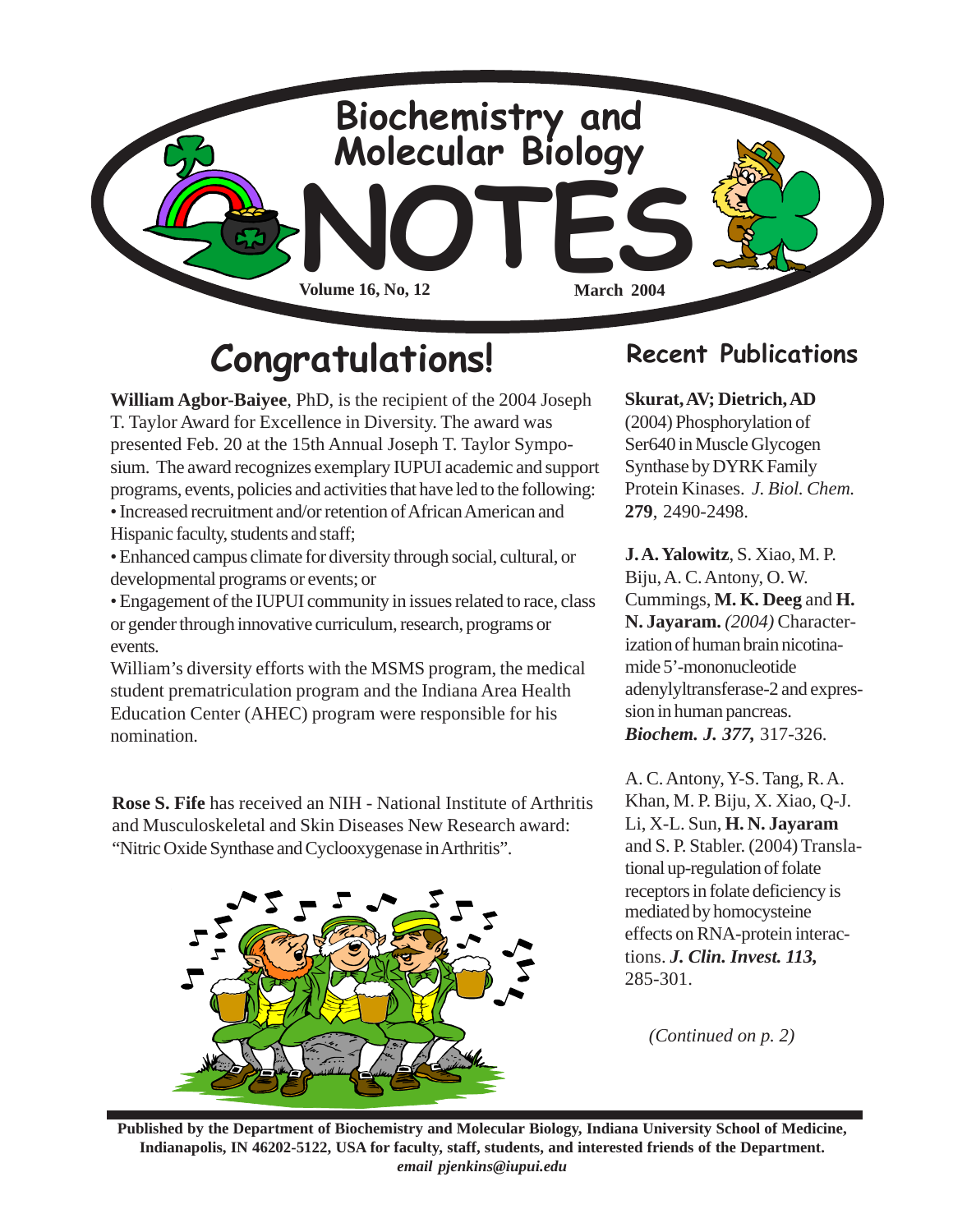# Biochemistry and Molecular Biology NOTES

**Volume 16, No, 12** **March 2004**

## Congratulations!

**William Agbor-Baiyee**, PhD, is the recipient of the 2004 Joseph T. Taylor Award for Excellence in Diversity. The award was presented Feb. 20 at the 15th Annual Joseph T. Taylor Symposium. The award recognizes exemplary IUPUI academic and support programs, events, policies and activities that have led to the following:

- Increased recruitment and/or retention of African American and Hispanic faculty, students and staff;
- Enhanced campus climate for diversity through social, cultural, or developmental programs or events; or
- Engagement of the IUPUI community in issues related to race, class or gender through innovative curriculum, research, programs or events.

William's diversity efforts with the MSMS program, the medical student prematriculation program and the Indiana Area Health Education Center (AHEC) program were responsible for his nomination.

**Rose S. Fife** has received an NIH - National Institute of Arthritis and Musculoskeletal and Skin Diseases New Research award: "Nitric Oxide Synthase and Cyclooxygenase in Arthritis".

## Recent Publications

**Skurat, AV; Dietrich, AD** (2004) Phosphorylation of Ser640 in Muscle Glycogen Synthase by DYRK Family Protein Kinases. *J. Biol. Chem.* **279**, 2490-2498.

**J. A. Yalowitz**, S. Xiao, M. P. Biju, A. C. Antony, O. W. Cummings, **M. K. Deeg** and **H. N. Jayaram.** *(2004)* Characterization of human brain nicotinamide 5'-mononucleotide adenylyltransferase-2 and expression in human pancreas. ***Biochem. J. 377,*** 317-326.

A. C. Antony, Y-S. Tang, R. A. Khan, M. P. Biju, X. Xiao, Q-J. Li, X-L. Sun, **H. N. Jayaram** and S. P. Stabler. (2004) Translational up-regulation of folate receptors in folate deficiency is mediated by homocysteine effects on RNA-protein interactions. ***J. Clin. Invest. 113,*** 285-301.

*(Continued on p. 2)*

**Published by the Department of Biochemistry and Molecular Biology, Indiana University School of Medicine, Indianapolis, IN 46202-5122, USA for faculty, staff, students, and interested friends of the Department.**
***email pjenkins@iupui.edu***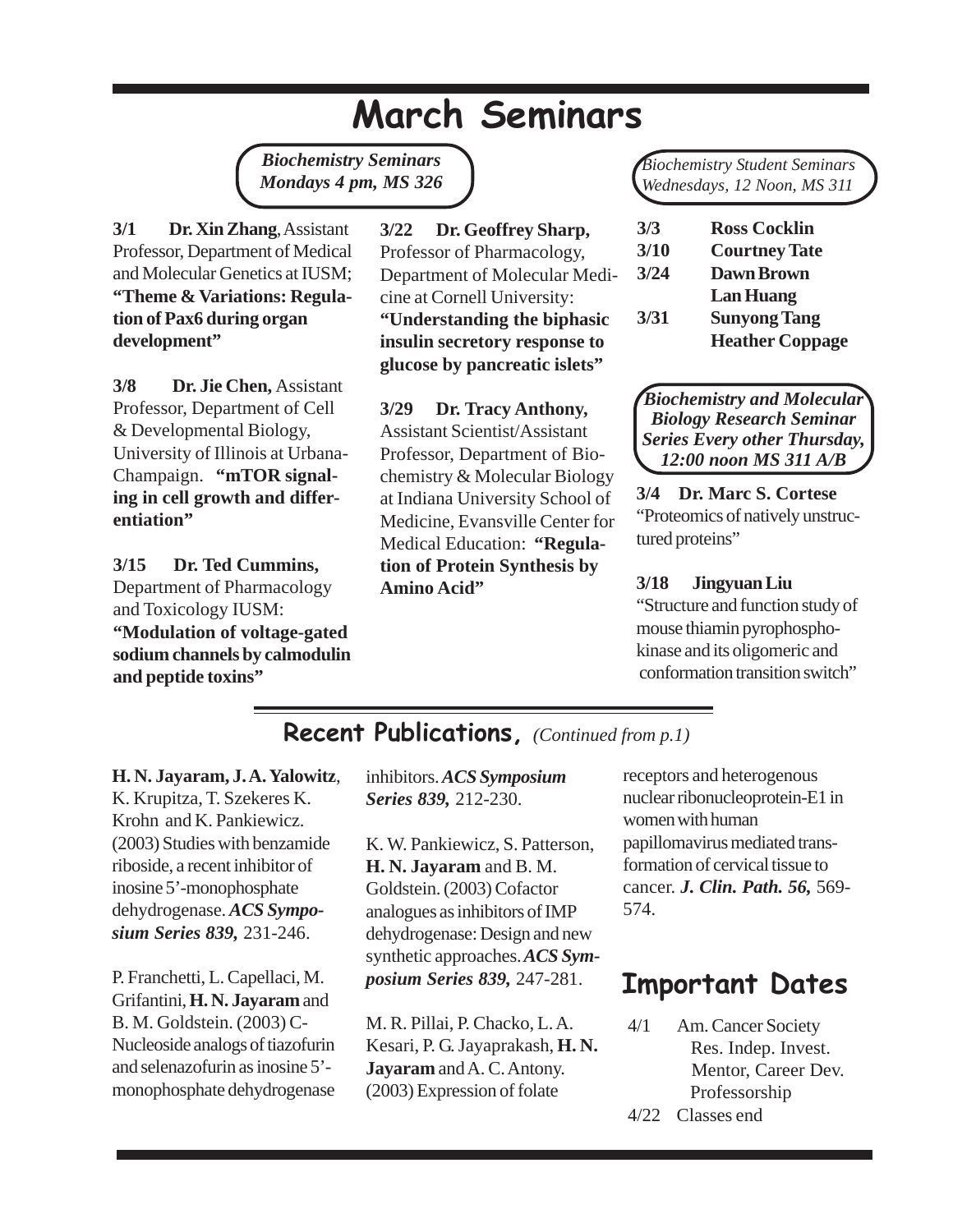# March Seminars

*Biochemistry Seminars*
*Mondays 4 pm, MS 326*

**3/1 Dr. Xin Zhang**, Assistant Professor, Department of Medical and Molecular Genetics at IUSM; **"Theme & Variations: Regulation of Pax6 during organ development"**

**3/8 Dr. Jie Chen,** Assistant Professor, Department of Cell & Developmental Biology, University of Illinois at Urbana-Champaign. **"mTOR signaling in cell growth and differentiation"**

**3/15 Dr. Ted Cummins,** Department of Pharmacology and Toxicology IUSM: **"Modulation of voltage-gated sodium channels by calmodulin and peptide toxins"**

**3/22 Dr. Geoffrey Sharp,** Professor of Pharmacology, Department of Molecular Medicine at Cornell University: **"Understanding the biphasic insulin secretory response to glucose by pancreatic islets"**

**3/29 Dr. Tracy Anthony,** Assistant Scientist/Assistant Professor, Department of Biochemistry & Molecular Biology at Indiana University School of Medicine, Evansville Center for Medical Education: **"Regulation of Protein Synthesis by Amino Acid"**

*Biochemistry Student Seminars*
*Wednesdays, 12 Noon, MS 311*

**3/3** **Ross Cocklin**
**3/10** **Courtney Tate**
**3/24** **Dawn Brown**
**Lan Huang**
**3/31** **Sunyong Tang**
**Heather Coppage**

***Biochemistry and Molecular Biology Research Seminar Series Every other Thursday, 12:00 noon MS 311 A/B***

**3/4 Dr. Marc S. Cortese**
"Proteomics of natively unstructured proteins"

**3/18 Jingyuan Liu**
"Structure and function study of mouse thiamin pyrophosphokinase and its oligomeric and conformation transition switch"

## Recent Publications, *(Continued from p.1)*

**H. N. Jayaram, J. A. Yalowitz**, K. Krupitza, T. Szekeres K. Krohn and K. Pankiewicz. (2003) Studies with benzamide riboside, a recent inhibitor of inosine 5'-monophosphate dehydrogenase. ***ACS Symposium Series 839,*** 231-246.

P. Franchetti, L. Capellaci, M. Grifantini, **H. N. Jayaram** and B. M. Goldstein. (2003) C-Nucleoside analogs of tiazofurin and selenazofurin as inosine 5'-monophosphate dehydrogenase inhibitors. ***ACS Symposium Series 839,*** 212-230.

K. W. Pankiewicz, S. Patterson, **H. N. Jayaram** and B. M. Goldstein. (2003) Cofactor analogues as inhibitors of IMP dehydrogenase: Design and new synthetic approaches. ***ACS Symposium Series 839,*** 247-281.

M. R. Pillai, P. Chacko, L. A. Kesari, P. G. Jayaprakash, **H. N. Jayaram** and A. C. Antony. (2003) Expression of folate receptors and heterogenous nuclear ribonucleoprotein-E1 in women with human papillomavirus mediated transformation of cervical tissue to cancer. ***J. Clin. Path. 56,*** 569-574.

## Important Dates

4/1 Am. Cancer Society Res. Indep. Invest. Mentor, Career Dev. Professorship
4/22 Classes end